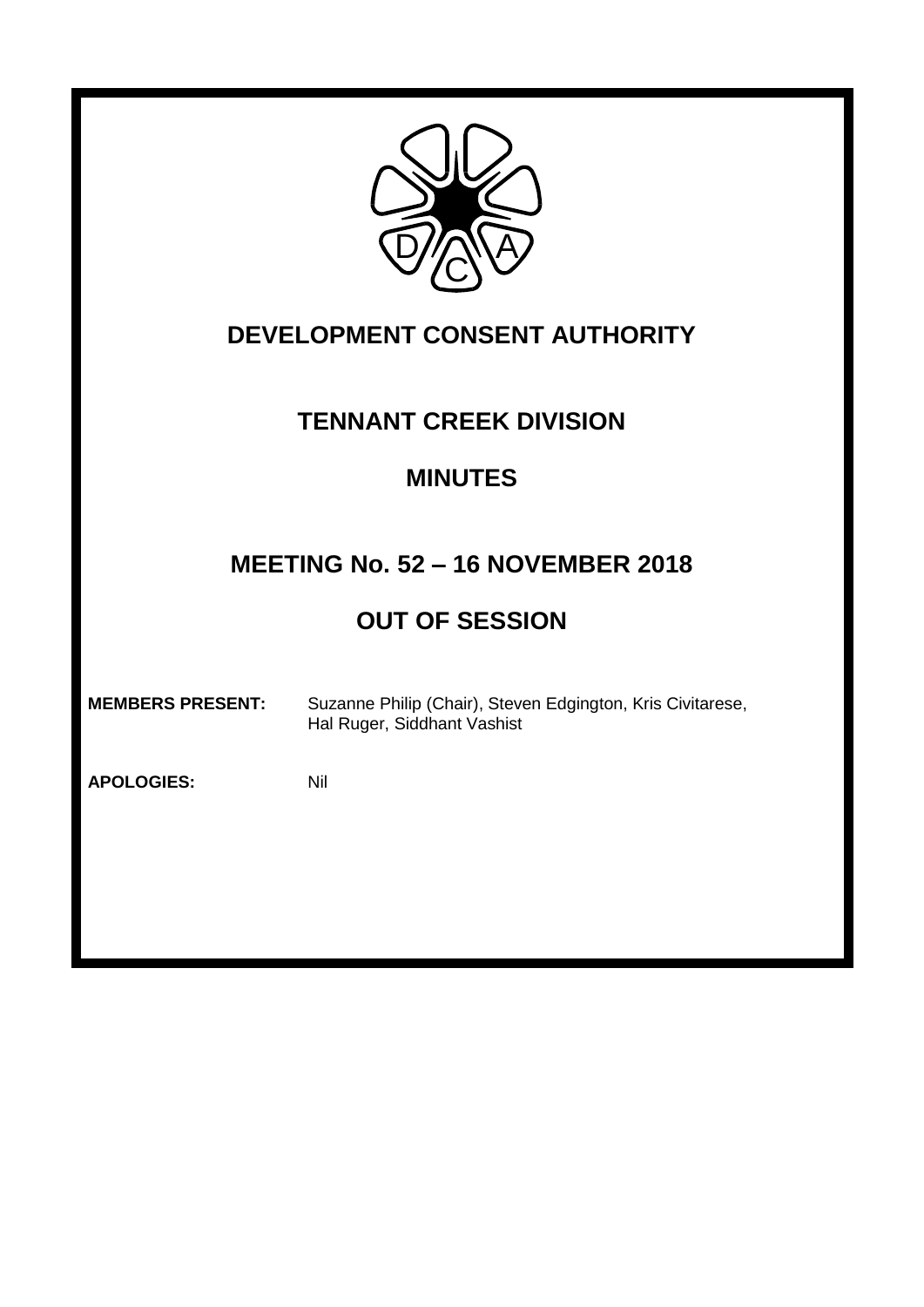# DEVELOPMENT CONSENT AUTHORITY

## TENNANT CREEK DIVISION

## MINUTES

## MEETING No. 52 – 16 NOVEMBER 2018

## OUT OF SESSION

**MEMBERS PRESENT:** Suzanne Philip (Chair), Steven Edgington, Kris Civitarese, Hal Ruger, Siddhant Vashist

**APOLOGIES:** Nil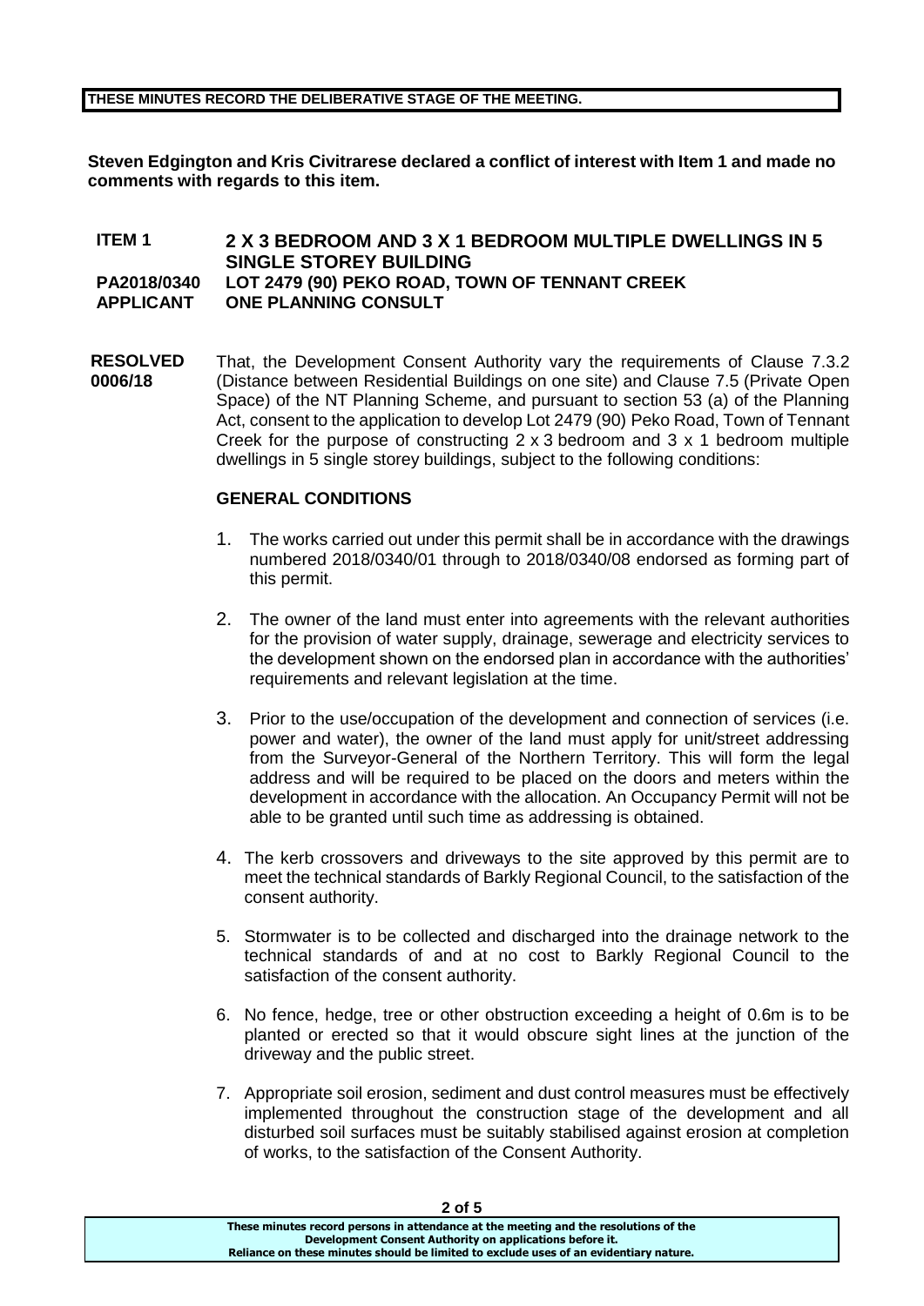**THESE MINUTES RECORD THE DELIBERATIVE STAGE OF THE MEETING.**

**Steven Edgington and Kris Civitrarese declared a conflict of interest with Item 1 and made no comments with regards to this item.**

**ITEM 1** **2 X 3 BEDROOM AND 3 X 1 BEDROOM MULTIPLE DWELLINGS IN 5 SINGLE STOREY BUILDING**
**PA2018/0340** **LOT 2479 (90) PEKO ROAD, TOWN OF TENNANT CREEK**
**APPLICANT** **ONE PLANNING CONSULT**

**RESOLVED 0006/18**

That, the Development Consent Authority vary the requirements of Clause 7.3.2 (Distance between Residential Buildings on one site) and Clause 7.5 (Private Open Space) of the NT Planning Scheme, and pursuant to section 53 (a) of the Planning Act, consent to the application to develop Lot 2479 (90) Peko Road, Town of Tennant Creek for the purpose of constructing 2 x 3 bedroom and 3 x 1 bedroom multiple dwellings in 5 single storey buildings, subject to the following conditions:

**GENERAL CONDITIONS**

1. The works carried out under this permit shall be in accordance with the drawings numbered 2018/0340/01 through to 2018/0340/08 endorsed as forming part of this permit.

2. The owner of the land must enter into agreements with the relevant authorities for the provision of water supply, drainage, sewerage and electricity services to the development shown on the endorsed plan in accordance with the authorities' requirements and relevant legislation at the time.

3. Prior to the use/occupation of the development and connection of services (i.e. power and water), the owner of the land must apply for unit/street addressing from the Surveyor-General of the Northern Territory. This will form the legal address and will be required to be placed on the doors and meters within the development in accordance with the allocation. An Occupancy Permit will not be able to be granted until such time as addressing is obtained.

4. The kerb crossovers and driveways to the site approved by this permit are to meet the technical standards of Barkly Regional Council, to the satisfaction of the consent authority.

5. Stormwater is to be collected and discharged into the drainage network to the technical standards of and at no cost to Barkly Regional Council to the satisfaction of the consent authority.

6. No fence, hedge, tree or other obstruction exceeding a height of 0.6m is to be planted or erected so that it would obscure sight lines at the junction of the driveway and the public street.

7. Appropriate soil erosion, sediment and dust control measures must be effectively implemented throughout the construction stage of the development and all disturbed soil surfaces must be suitably stabilised against erosion at completion of works, to the satisfaction of the Consent Authority.

**These minutes record persons in attendance at the meeting and the resolutions of the Development Consent Authority on applications before it. Reliance on these minutes should be limited to exclude uses of an evidentiary nature.**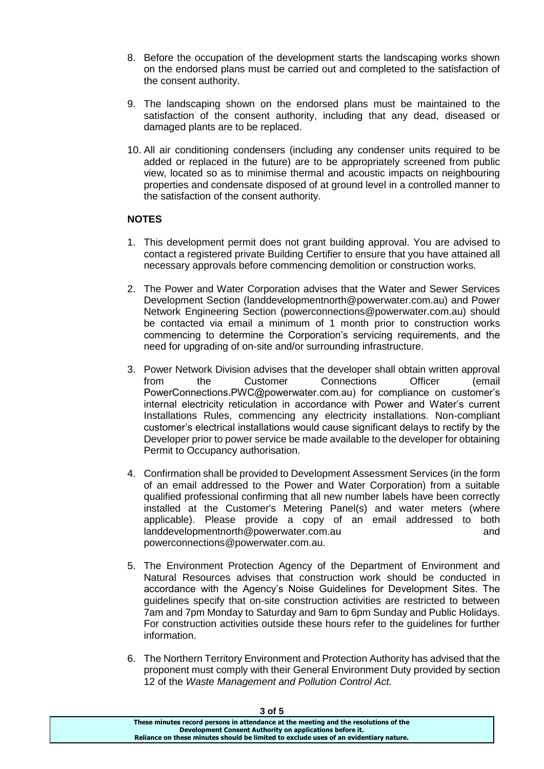8. Before the occupation of the development starts the landscaping works shown on the endorsed plans must be carried out and completed to the satisfaction of the consent authority.

9. The landscaping shown on the endorsed plans must be maintained to the satisfaction of the consent authority, including that any dead, diseased or damaged plants are to be replaced.

10. All air conditioning condensers (including any condenser units required to be added or replaced in the future) are to be appropriately screened from public view, located so as to minimise thermal and acoustic impacts on neighbouring properties and condensate disposed of at ground level in a controlled manner to the satisfaction of the consent authority.

**NOTES**

1. This development permit does not grant building approval. You are advised to contact a registered private Building Certifier to ensure that you have attained all necessary approvals before commencing demolition or construction works.

2. The Power and Water Corporation advises that the Water and Sewer Services Development Section (landdevelopmentnorth@powerwater.com.au) and Power Network Engineering Section (powerconnections@powerwater.com.au) should be contacted via email a minimum of 1 month prior to construction works commencing to determine the Corporation's servicing requirements, and the need for upgrading of on-site and/or surrounding infrastructure.

3. Power Network Division advises that the developer shall obtain written approval from the Customer Connections Officer (email PowerConnections.PWC@powerwater.com.au) for compliance on customer's internal electricity reticulation in accordance with Power and Water's current Installations Rules, commencing any electricity installations. Non-compliant customer's electrical installations would cause significant delays to rectify by the Developer prior to power service be made available to the developer for obtaining Permit to Occupancy authorisation.

4. Confirmation shall be provided to Development Assessment Services (in the form of an email addressed to the Power and Water Corporation) from a suitable qualified professional confirming that all new number labels have been correctly installed at the Customer's Metering Panel(s) and water meters (where applicable). Please provide a copy of an email addressed to both landdevelopmentnorth@powerwater.com.au and powerconnections@powerwater.com.au.

5. The Environment Protection Agency of the Department of Environment and Natural Resources advises that construction work should be conducted in accordance with the Agency's Noise Guidelines for Development Sites. The guidelines specify that on-site construction activities are restricted to between 7am and 7pm Monday to Saturday and 9am to 6pm Sunday and Public Holidays. For construction activities outside these hours refer to the guidelines for further information.

6. The Northern Territory Environment and Protection Authority has advised that the proponent must comply with their General Environment Duty provided by section 12 of the *Waste Management and Pollution Control Act.*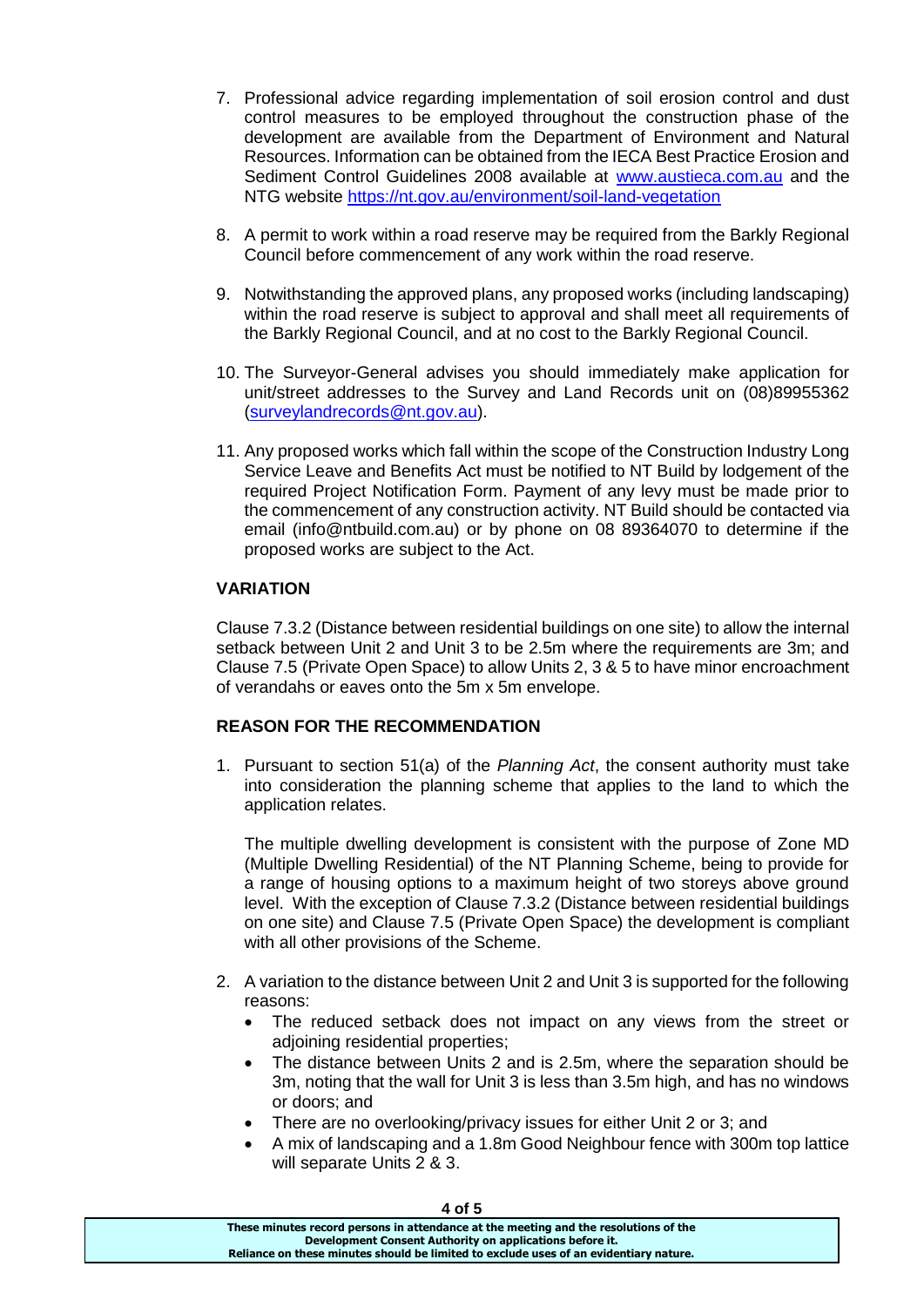7. Professional advice regarding implementation of soil erosion control and dust control measures to be employed throughout the construction phase of the development are available from the Department of Environment and Natural Resources. Information can be obtained from the IECA Best Practice Erosion and Sediment Control Guidelines 2008 available at [www.austieca.com.au](www.austieca.com.au) and the NTG website [https://nt.gov.au/environment/soil-land-vegetation](https://nt.gov.au/environment/soil-land-vegetation)

8. A permit to work within a road reserve may be required from the Barkly Regional Council before commencement of any work within the road reserve.

9. Notwithstanding the approved plans, any proposed works (including landscaping) within the road reserve is subject to approval and shall meet all requirements of the Barkly Regional Council, and at no cost to the Barkly Regional Council.

10. The Surveyor-General advises you should immediately make application for unit/street addresses to the Survey and Land Records unit on (08)89955362 ([surveylandrecords@nt.gov.au](mailto:surveylandrecords@nt.gov.au)).

11. Any proposed works which fall within the scope of the Construction Industry Long Service Leave and Benefits Act must be notified to NT Build by lodgement of the required Project Notification Form. Payment of any levy must be made prior to the commencement of any construction activity. NT Build should be contacted via email (info@ntbuild.com.au) or by phone on 08 89364070 to determine if the proposed works are subject to the Act.

**VARIATION**

Clause 7.3.2 (Distance between residential buildings on one site) to allow the internal setback between Unit 2 and Unit 3 to be 2.5m where the requirements are 3m; and Clause 7.5 (Private Open Space) to allow Units 2, 3 & 5 to have minor encroachment of verandahs or eaves onto the 5m x 5m envelope.

**REASON FOR THE RECOMMENDATION**

1. Pursuant to section 51(a) of the *Planning Act*, the consent authority must take into consideration the planning scheme that applies to the land to which the application relates.

   The multiple dwelling development is consistent with the purpose of Zone MD (Multiple Dwelling Residential) of the NT Planning Scheme, being to provide for a range of housing options to a maximum height of two storeys above ground level. With the exception of Clause 7.3.2 (Distance between residential buildings on one site) and Clause 7.5 (Private Open Space) the development is compliant with all other provisions of the Scheme.

2. A variation to the distance between Unit 2 and Unit 3 is supported for the following reasons:
   - The reduced setback does not impact on any views from the street or adjoining residential properties;
   - The distance between Units 2 and is 2.5m, where the separation should be 3m, noting that the wall for Unit 3 is less than 3.5m high, and has no windows or doors; and
   - There are no overlooking/privacy issues for either Unit 2 or 3; and
   - A mix of landscaping and a 1.8m Good Neighbour fence with 300m top lattice will separate Units 2 & 3.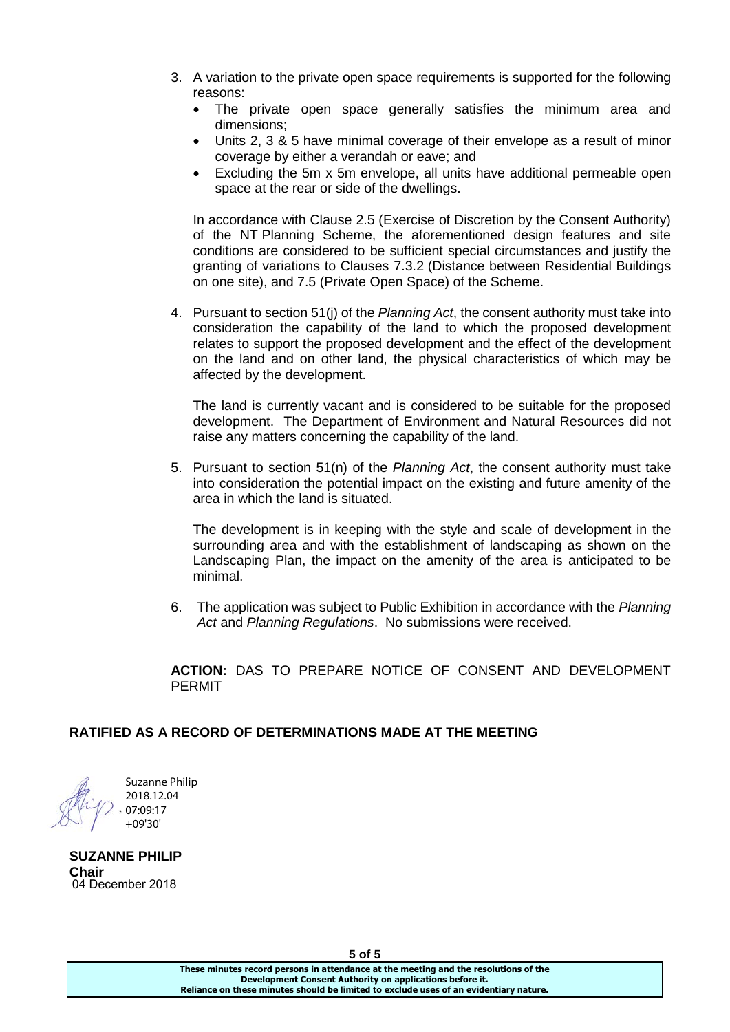3. A variation to the private open space requirements is supported for the following reasons:
   - The private open space generally satisfies the minimum area and dimensions;
   - Units 2, 3 & 5 have minimal coverage of their envelope as a result of minor coverage by either a verandah or eave; and
   - Excluding the 5m x 5m envelope, all units have additional permeable open space at the rear or side of the dwellings.

   In accordance with Clause 2.5 (Exercise of Discretion by the Consent Authority) of the NT Planning Scheme, the aforementioned design features and site conditions are considered to be sufficient special circumstances and justify the granting of variations to Clauses 7.3.2 (Distance between Residential Buildings on one site), and 7.5 (Private Open Space) of the Scheme.

4. Pursuant to section 51(j) of the *Planning Act*, the consent authority must take into consideration the capability of the land to which the proposed development relates to support the proposed development and the effect of the development on the land and on other land, the physical characteristics of which may be affected by the development.

   The land is currently vacant and is considered to be suitable for the proposed development. The Department of Environment and Natural Resources did not raise any matters concerning the capability of the land.

5. Pursuant to section 51(n) of the *Planning Act*, the consent authority must take into consideration the potential impact on the existing and future amenity of the area in which the land is situated.

   The development is in keeping with the style and scale of development in the surrounding area and with the establishment of landscaping as shown on the Landscaping Plan, the impact on the amenity of the area is anticipated to be minimal.

6. The application was subject to Public Exhibition in accordance with the *Planning Act* and *Planning Regulations*. No submissions were received.

**ACTION:** DAS TO PREPARE NOTICE OF CONSENT AND DEVELOPMENT PERMIT

**RATIFIED AS A RECORD OF DETERMINATIONS MADE AT THE MEETING**

Suzanne Philip
2018.12.04
07:09:17
+09'30'

**SUZANNE PHILIP**
**Chair**
04 December 2018

**These minutes record persons in attendance at the meeting and the resolutions of the Development Consent Authority on applications before it. Reliance on these minutes should be limited to exclude uses of an evidentiary nature.**